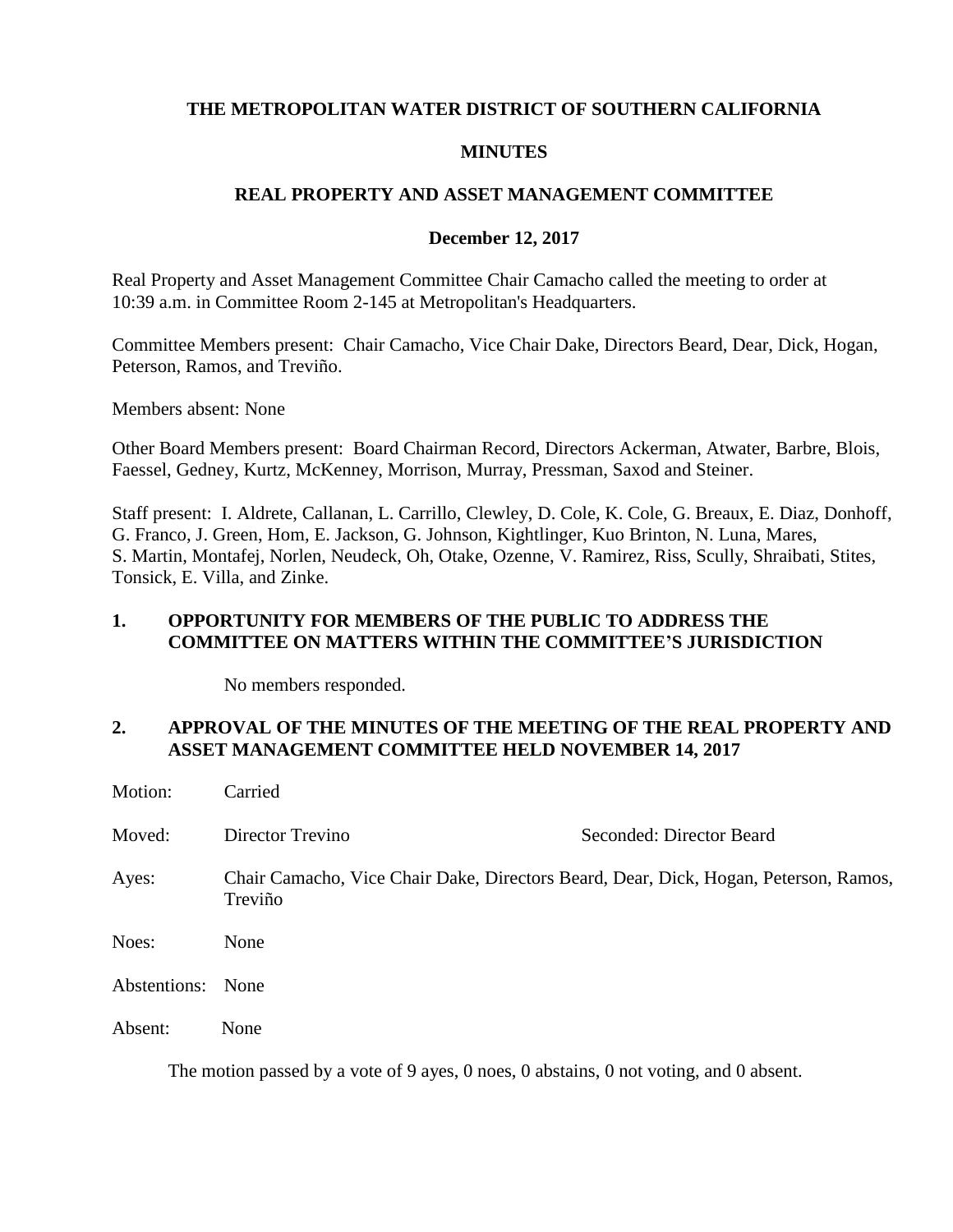# THE METROPOLITAN WATER DISTRICT OF SOUTHERN CALIFORNIA

## MINUTES

## REAL PROPERTY AND ASSET MANAGEMENT COMMITTEE

### December 12, 2017

Real Property and Asset Management Committee Chair Camacho called the meeting to order at 10:39 a.m. in Committee Room 2-145 at Metropolitan's Headquarters.

Committee Members present: Chair Camacho, Vice Chair Dake, Directors Beard, Dear, Dick, Hogan, Peterson, Ramos, and Treviño.

Members absent: None

Other Board Members present: Board Chairman Record, Directors Ackerman, Atwater, Barbre, Blois, Faessel, Gedney, Kurtz, McKenney, Morrison, Murray, Pressman, Saxod and Steiner.

Staff present: I. Aldrete, Callanan, L. Carrillo, Clewley, D. Cole, K. Cole, G. Breaux, E. Diaz, Donhoff, G. Franco, J. Green, Hom, E. Jackson, G. Johnson, Kightlinger, Kuo Brinton, N. Luna, Mares, S. Martin, Montafej, Norlen, Neudeck, Oh, Otake, Ozenne, V. Ramirez, Riss, Scully, Shraibati, Stites, Tonsick, E. Villa, and Zinke.

**1. OPPORTUNITY FOR MEMBERS OF THE PUBLIC TO ADDRESS THE COMMITTEE ON MATTERS WITHIN THE COMMITTEE'S JURISDICTION**

No members responded.

**2. APPROVAL OF THE MINUTES OF THE MEETING OF THE REAL PROPERTY AND ASSET MANAGEMENT COMMITTEE HELD NOVEMBER 14, 2017**

Motion: Carried

Moved: Director Trevino — Seconded: Director Beard

Ayes: Chair Camacho, Vice Chair Dake, Directors Beard, Dear, Dick, Hogan, Peterson, Ramos, Treviño

Noes: None

Abstentions: None

Absent: None

The motion passed by a vote of 9 ayes, 0 noes, 0 abstains, 0 not voting, and 0 absent.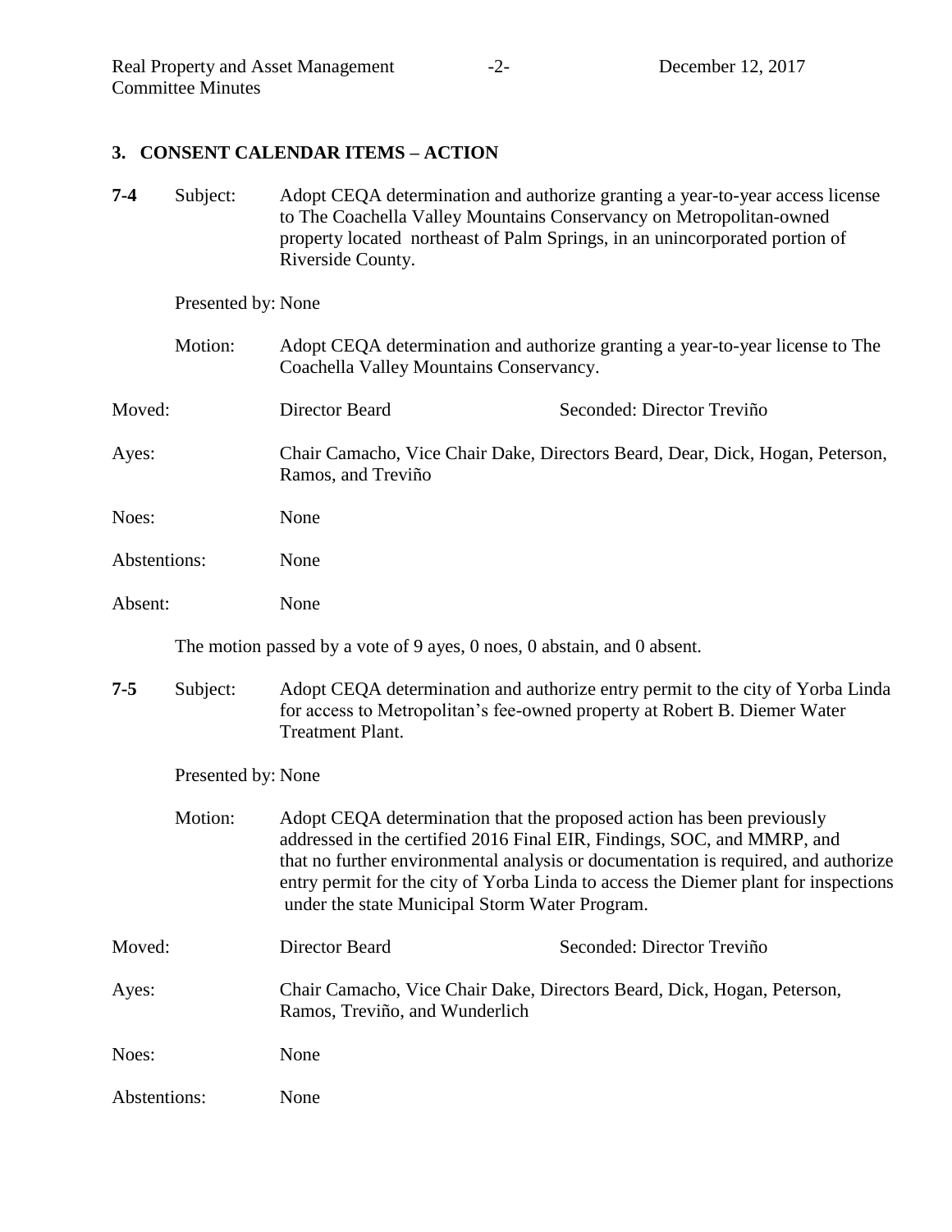## 3. CONSENT CALENDAR ITEMS – ACTION

**7-4** Subject: Adopt CEQA determination and authorize granting a year-to-year access license to The Coachella Valley Mountains Conservancy on Metropolitan-owned property located northeast of Palm Springs, in an unincorporated portion of Riverside County.

Presented by: None

Motion: Adopt CEQA determination and authorize granting a year-to-year license to The Coachella Valley Mountains Conservancy.

Moved: Director Beard Seconded: Director Treviño

Ayes: Chair Camacho, Vice Chair Dake, Directors Beard, Dear, Dick, Hogan, Peterson, Ramos, and Treviño

Noes: None

Abstentions: None

Absent: None

The motion passed by a vote of 9 ayes, 0 noes, 0 abstain, and 0 absent.

**7-5** Subject: Adopt CEQA determination and authorize entry permit to the city of Yorba Linda for access to Metropolitan's fee-owned property at Robert B. Diemer Water Treatment Plant.

Presented by: None

Motion: Adopt CEQA determination that the proposed action has been previously addressed in the certified 2016 Final EIR, Findings, SOC, and MMRP, and that no further environmental analysis or documentation is required, and authorize entry permit for the city of Yorba Linda to access the Diemer plant for inspections under the state Municipal Storm Water Program.

Moved: Director Beard Seconded: Director Treviño

Ayes: Chair Camacho, Vice Chair Dake, Directors Beard, Dick, Hogan, Peterson, Ramos, Treviño, and Wunderlich

Noes: None

Abstentions: None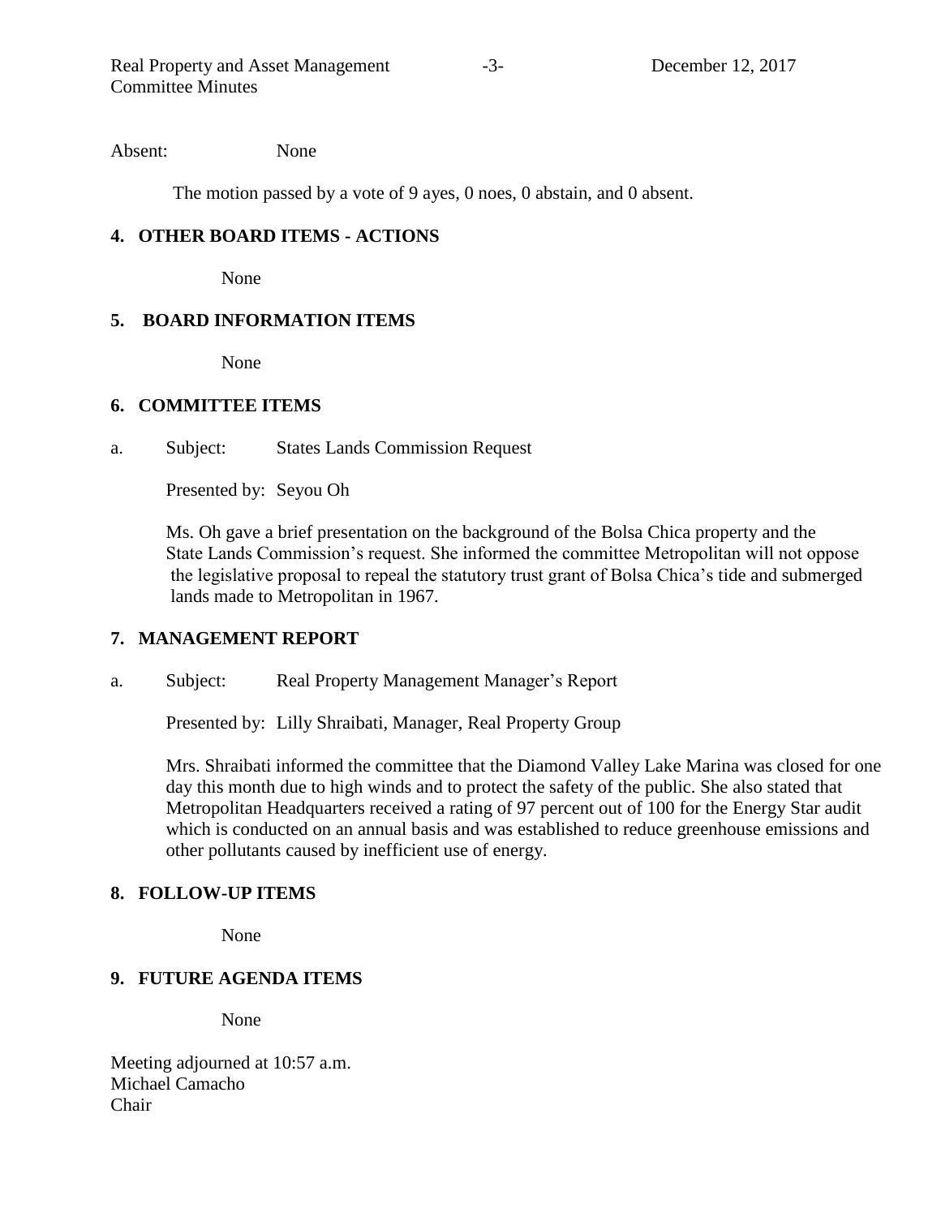Absent: None

The motion passed by a vote of 9 ayes, 0 noes, 0 abstain, and 0 absent.

## 4. OTHER BOARD ITEMS - ACTIONS

None

## 5. BOARD INFORMATION ITEMS

None

## 6. COMMITTEE ITEMS

a. Subject: States Lands Commission Request

Presented by: Seyou Oh

Ms. Oh gave a brief presentation on the background of the Bolsa Chica property and the State Lands Commission's request. She informed the committee Metropolitan will not oppose the legislative proposal to repeal the statutory trust grant of Bolsa Chica's tide and submerged lands made to Metropolitan in 1967.

## 7. MANAGEMENT REPORT

a. Subject: Real Property Management Manager's Report

Presented by: Lilly Shraibati, Manager, Real Property Group

Mrs. Shraibati informed the committee that the Diamond Valley Lake Marina was closed for one day this month due to high winds and to protect the safety of the public. She also stated that Metropolitan Headquarters received a rating of 97 percent out of 100 for the Energy Star audit which is conducted on an annual basis and was established to reduce greenhouse emissions and other pollutants caused by inefficient use of energy.

## 8. FOLLOW-UP ITEMS

None

## 9. FUTURE AGENDA ITEMS

None

Meeting adjourned at 10:57 a.m.
Michael Camacho
Chair